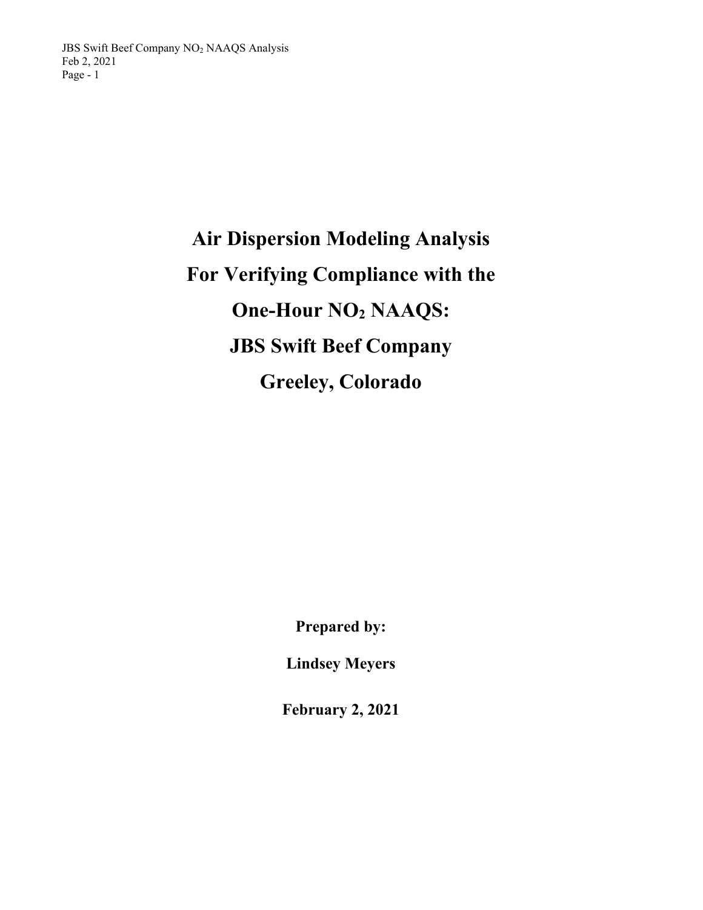# Air Dispersion Modeling Analysis For Verifying Compliance with the One-Hour $NO_2$ NAAQS: JBS Swift Beef Company Greeley, Colorado

**Prepared by:**

**Lindsey Meyers**

**February 2, 2021**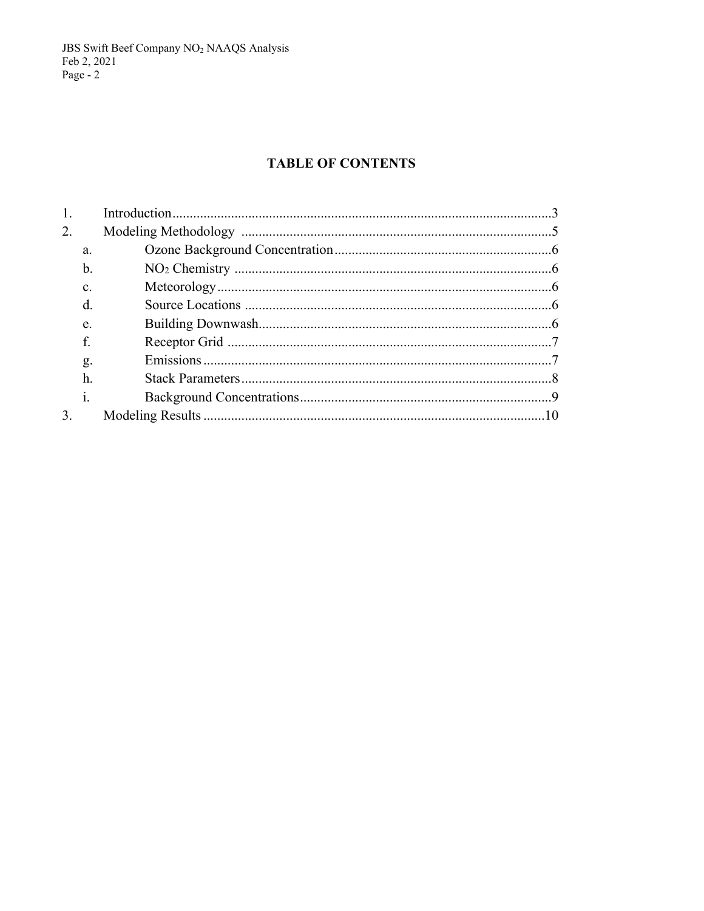# TABLE OF CONTENTS

1. Introduction ........................................ 3
2. Modeling Methodology ........................................ 5
   a. Ozone Background Concentration ........................................ 6
   b. $NO_2$ Chemistry ........................................ 6
   c. Meteorology ........................................ 6
   d. Source Locations ........................................ 6
   e. Building Downwash ........................................ 6
   f. Receptor Grid ........................................ 7
   g. Emissions ........................................ 7
   h. Stack Parameters ........................................ 8
   i. Background Concentrations ........................................ 9
3. Modeling Results ........................................ 10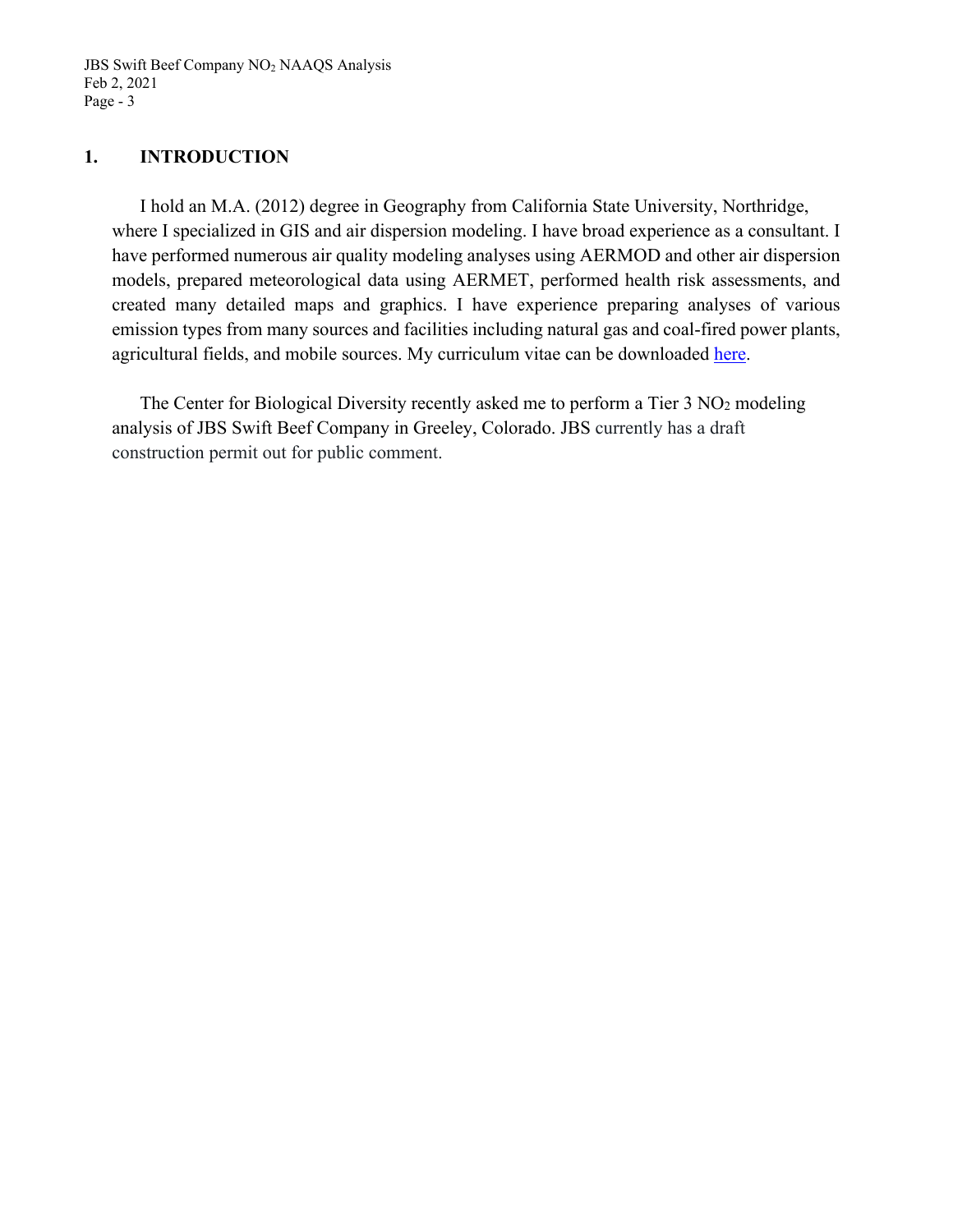## 1. INTRODUCTION

I hold an M.A. (2012) degree in Geography from California State University, Northridge, where I specialized in GIS and air dispersion modeling. I have broad experience as a consultant. I have performed numerous air quality modeling analyses using AERMOD and other air dispersion models, prepared meteorological data using AERMET, performed health risk assessments, and created many detailed maps and graphics. I have experience preparing analyses of various emission types from many sources and facilities including natural gas and coal-fired power plants, agricultural fields, and mobile sources. My curriculum vitae can be downloaded here.

The Center for Biological Diversity recently asked me to perform a Tier 3 $NO_2$ modeling analysis of JBS Swift Beef Company in Greeley, Colorado. JBS currently has a draft construction permit out for public comment.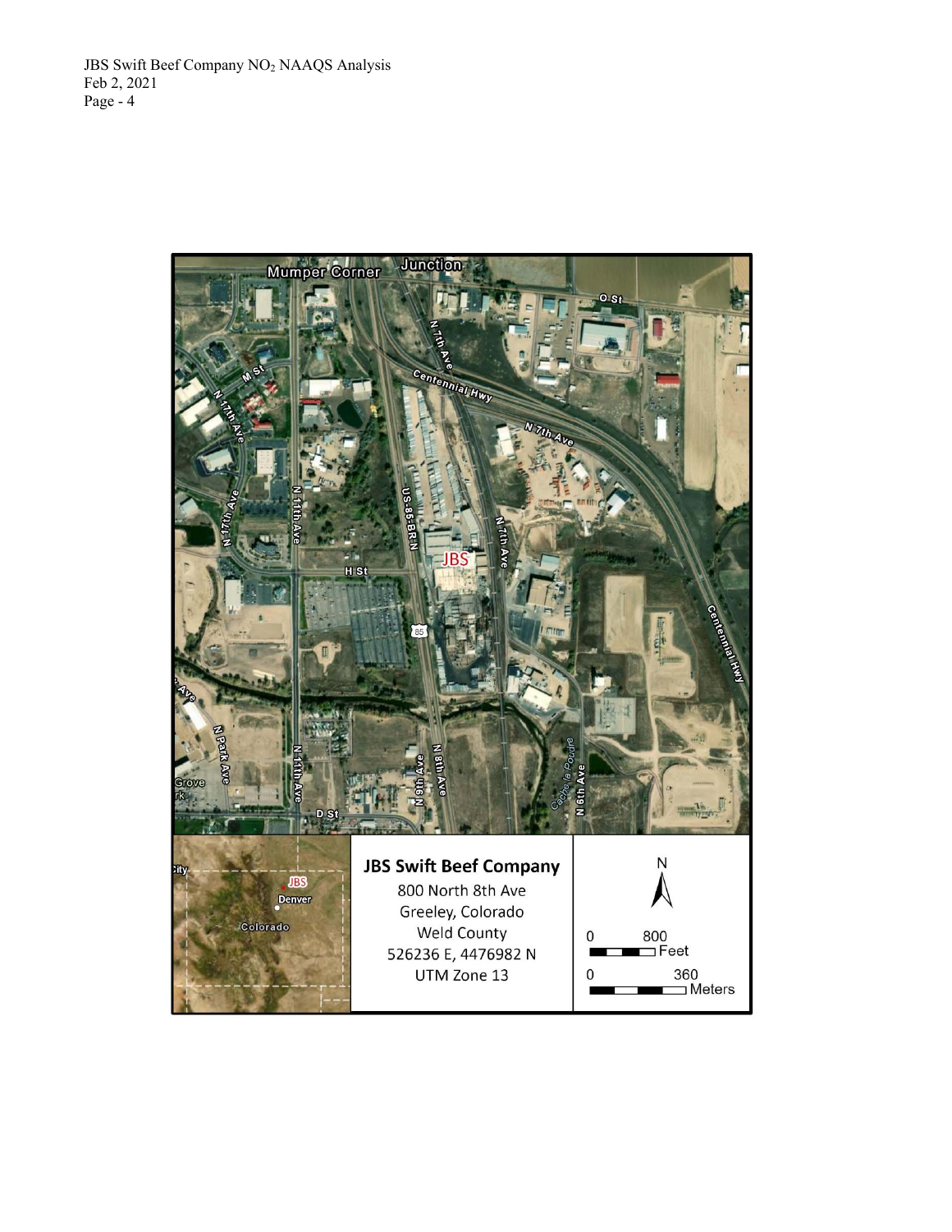**JBS Swift Beef Company**

800 North 8th Ave

Greeley, Colorado

Weld County

526236 E, 4476982 N

UTM Zone 13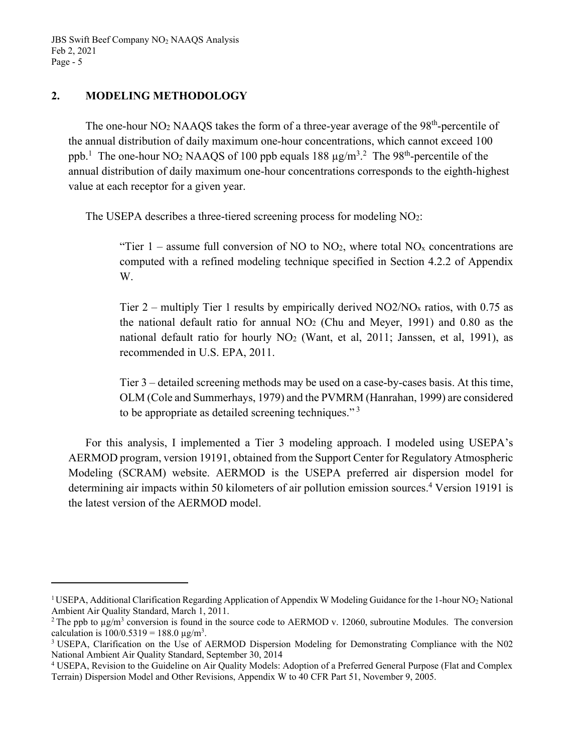## 2. MODELING METHODOLOGY

The one-hour $NO_2$ NAAQS takes the form of a three-year average of the 98th-percentile of the annual distribution of daily maximum one-hour concentrations, which cannot exceed 100 ppb.[1] The one-hour $NO_2$ NAAQS of 100 ppb equals 188 µg/m$^3$.[2] The 98th-percentile of the annual distribution of daily maximum one-hour concentrations corresponds to the eighth-highest value at each receptor for a given year.

The USEPA describes a three-tiered screening process for modeling $NO_2$:

> "Tier 1 – assume full conversion of NO to $NO_2$, where total $NO_x$ concentrations are computed with a refined modeling technique specified in Section 4.2.2 of Appendix W.
>
> Tier 2 – multiply Tier 1 results by empirically derived NO2/$NO_x$ ratios, with 0.75 as the national default ratio for annual $NO_2$ (Chu and Meyer, 1991) and 0.80 as the national default ratio for hourly $NO_2$ (Want, et al, 2011; Janssen, et al, 1991), as recommended in U.S. EPA, 2011.
>
> Tier 3 – detailed screening methods may be used on a case-by-cases basis. At this time, OLM (Cole and Summerhays, 1979) and the PVMRM (Hanrahan, 1999) are considered to be appropriate as detailed screening techniques." [3]

For this analysis, I implemented a Tier 3 modeling approach. I modeled using USEPA's AERMOD program, version 19191, obtained from the Support Center for Regulatory Atmospheric Modeling (SCRAM) website. AERMOD is the USEPA preferred air dispersion model for determining air impacts within 50 kilometers of air pollution emission sources.[4] Version 19191 is the latest version of the AERMOD model.

---

[1] USEPA, Additional Clarification Regarding Application of Appendix W Modeling Guidance for the 1-hour $NO_2$ National Ambient Air Quality Standard, March 1, 2011.

[2] The ppb to µg/m$^3$ conversion is found in the source code to AERMOD v. 12060, subroutine Modules. The conversion calculation is 100/0.5319 = 188.0 µg/m$^3$.

[3] USEPA, Clarification on the Use of AERMOD Dispersion Modeling for Demonstrating Compliance with the N02 National Ambient Air Quality Standard, September 30, 2014

[4] USEPA, Revision to the Guideline on Air Quality Models: Adoption of a Preferred General Purpose (Flat and Complex Terrain) Dispersion Model and Other Revisions, Appendix W to 40 CFR Part 51, November 9, 2005.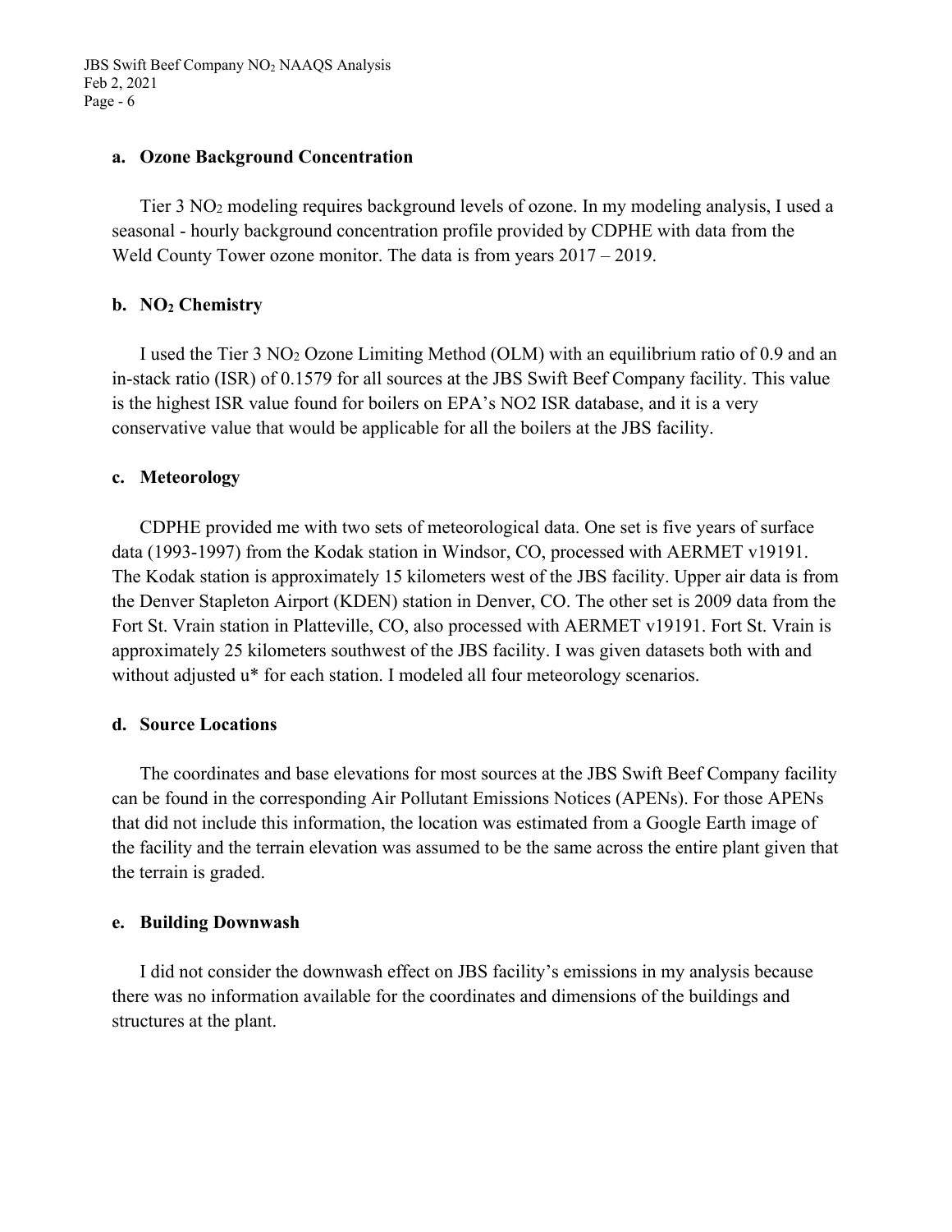### a. Ozone Background Concentration

Tier 3 $NO_2$ modeling requires background levels of ozone. In my modeling analysis, I used a seasonal - hourly background concentration profile provided by CDPHE with data from the Weld County Tower ozone monitor. The data is from years 2017 – 2019.

### b. $NO_2$ Chemistry

I used the Tier 3 $NO_2$ Ozone Limiting Method (OLM) with an equilibrium ratio of 0.9 and an in-stack ratio (ISR) of 0.1579 for all sources at the JBS Swift Beef Company facility. This value is the highest ISR value found for boilers on EPA's NO2 ISR database, and it is a very conservative value that would be applicable for all the boilers at the JBS facility.

### c. Meteorology

CDPHE provided me with two sets of meteorological data. One set is five years of surface data (1993-1997) from the Kodak station in Windsor, CO, processed with AERMET v19191. The Kodak station is approximately 15 kilometers west of the JBS facility. Upper air data is from the Denver Stapleton Airport (KDEN) station in Denver, CO. The other set is 2009 data from the Fort St. Vrain station in Platteville, CO, also processed with AERMET v19191. Fort St. Vrain is approximately 25 kilometers southwest of the JBS facility. I was given datasets both with and without adjusted u* for each station. I modeled all four meteorology scenarios.

### d. Source Locations

The coordinates and base elevations for most sources at the JBS Swift Beef Company facility can be found in the corresponding Air Pollutant Emissions Notices (APENs). For those APENs that did not include this information, the location was estimated from a Google Earth image of the facility and the terrain elevation was assumed to be the same across the entire plant given that the terrain is graded.

### e. Building Downwash

I did not consider the downwash effect on JBS facility's emissions in my analysis because there was no information available for the coordinates and dimensions of the buildings and structures at the plant.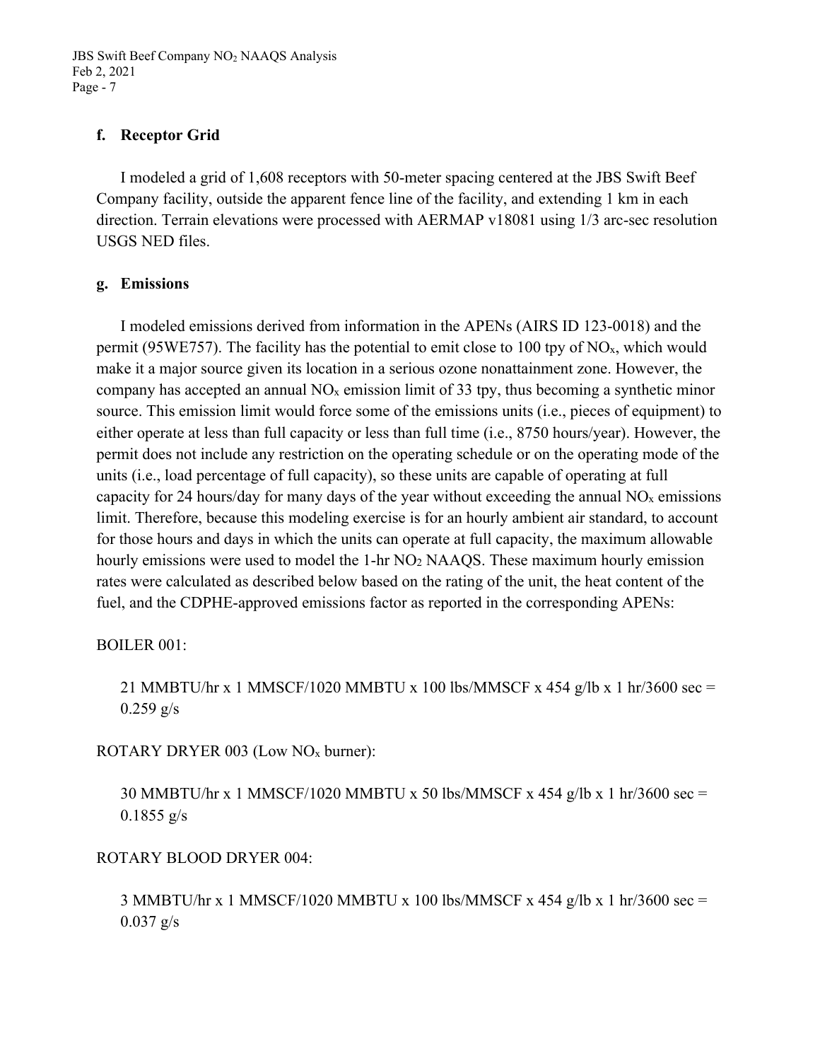### f. Receptor Grid

I modeled a grid of 1,608 receptors with 50-meter spacing centered at the JBS Swift Beef Company facility, outside the apparent fence line of the facility, and extending 1 km in each direction. Terrain elevations were processed with AERMAP v18081 using 1/3 arc-sec resolution USGS NED files.

### g. Emissions

I modeled emissions derived from information in the APENs (AIRS ID 123-0018) and the permit (95WE757). The facility has the potential to emit close to 100 tpy of $NO_x$, which would make it a major source given its location in a serious ozone nonattainment zone. However, the company has accepted an annual $NO_x$ emission limit of 33 tpy, thus becoming a synthetic minor source. This emission limit would force some of the emissions units (i.e., pieces of equipment) to either operate at less than full capacity or less than full time (i.e., 8750 hours/year). However, the permit does not include any restriction on the operating schedule or on the operating mode of the units (i.e., load percentage of full capacity), so these units are capable of operating at full capacity for 24 hours/day for many days of the year without exceeding the annual $NO_x$ emissions limit. Therefore, because this modeling exercise is for an hourly ambient air standard, to account for those hours and days in which the units can operate at full capacity, the maximum allowable hourly emissions were used to model the 1-hr $NO_2$ NAAQS. These maximum hourly emission rates were calculated as described below based on the rating of the unit, the heat content of the fuel, and the CDPHE-approved emissions factor as reported in the corresponding APENs:

BOILER 001:

21 MMBTU/hr x 1 MMSCF/1020 MMBTU x 100 lbs/MMSCF x 454 g/lb x 1 hr/3600 sec = 0.259 g/s

ROTARY DRYER 003 (Low $NO_x$ burner):

30 MMBTU/hr x 1 MMSCF/1020 MMBTU x 50 lbs/MMSCF x 454 g/lb x 1 hr/3600 sec = 0.1855 g/s

ROTARY BLOOD DRYER 004:

3 MMBTU/hr x 1 MMSCF/1020 MMBTU x 100 lbs/MMSCF x 454 g/lb x 1 hr/3600 sec = 0.037 g/s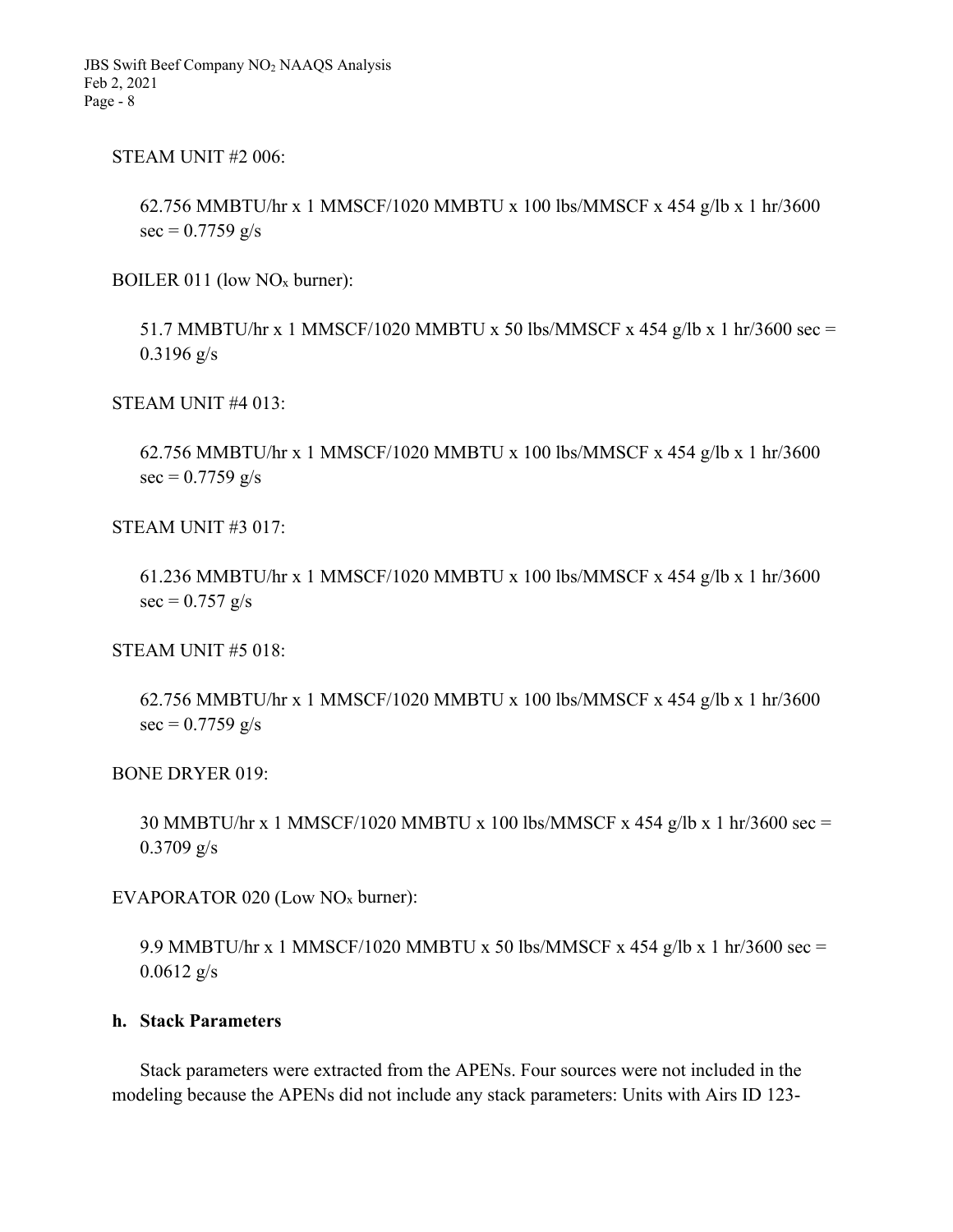STEAM UNIT #2 006:

62.756 MMBTU/hr x 1 MMSCF/1020 MMBTU x 100 lbs/MMSCF x 454 g/lb x 1 hr/3600 sec = 0.7759 g/s

BOILER 011 (low $NO_x$ burner):

51.7 MMBTU/hr x 1 MMSCF/1020 MMBTU x 50 lbs/MMSCF x 454 g/lb x 1 hr/3600 sec = 0.3196 g/s

STEAM UNIT #4 013:

62.756 MMBTU/hr x 1 MMSCF/1020 MMBTU x 100 lbs/MMSCF x 454 g/lb x 1 hr/3600 sec = 0.7759 g/s

STEAM UNIT #3 017:

61.236 MMBTU/hr x 1 MMSCF/1020 MMBTU x 100 lbs/MMSCF x 454 g/lb x 1 hr/3600 sec = 0.757 g/s

STEAM UNIT #5 018:

62.756 MMBTU/hr x 1 MMSCF/1020 MMBTU x 100 lbs/MMSCF x 454 g/lb x 1 hr/3600 sec = 0.7759 g/s

BONE DRYER 019:

30 MMBTU/hr x 1 MMSCF/1020 MMBTU x 100 lbs/MMSCF x 454 g/lb x 1 hr/3600 sec = 0.3709 g/s

EVAPORATOR 020 (Low $NO_x$ burner):

9.9 MMBTU/hr x 1 MMSCF/1020 MMBTU x 50 lbs/MMSCF x 454 g/lb x 1 hr/3600 sec = 0.0612 g/s

### h. Stack Parameters

Stack parameters were extracted from the APENs. Four sources were not included in the modeling because the APENs did not include any stack parameters: Units with Airs ID 123-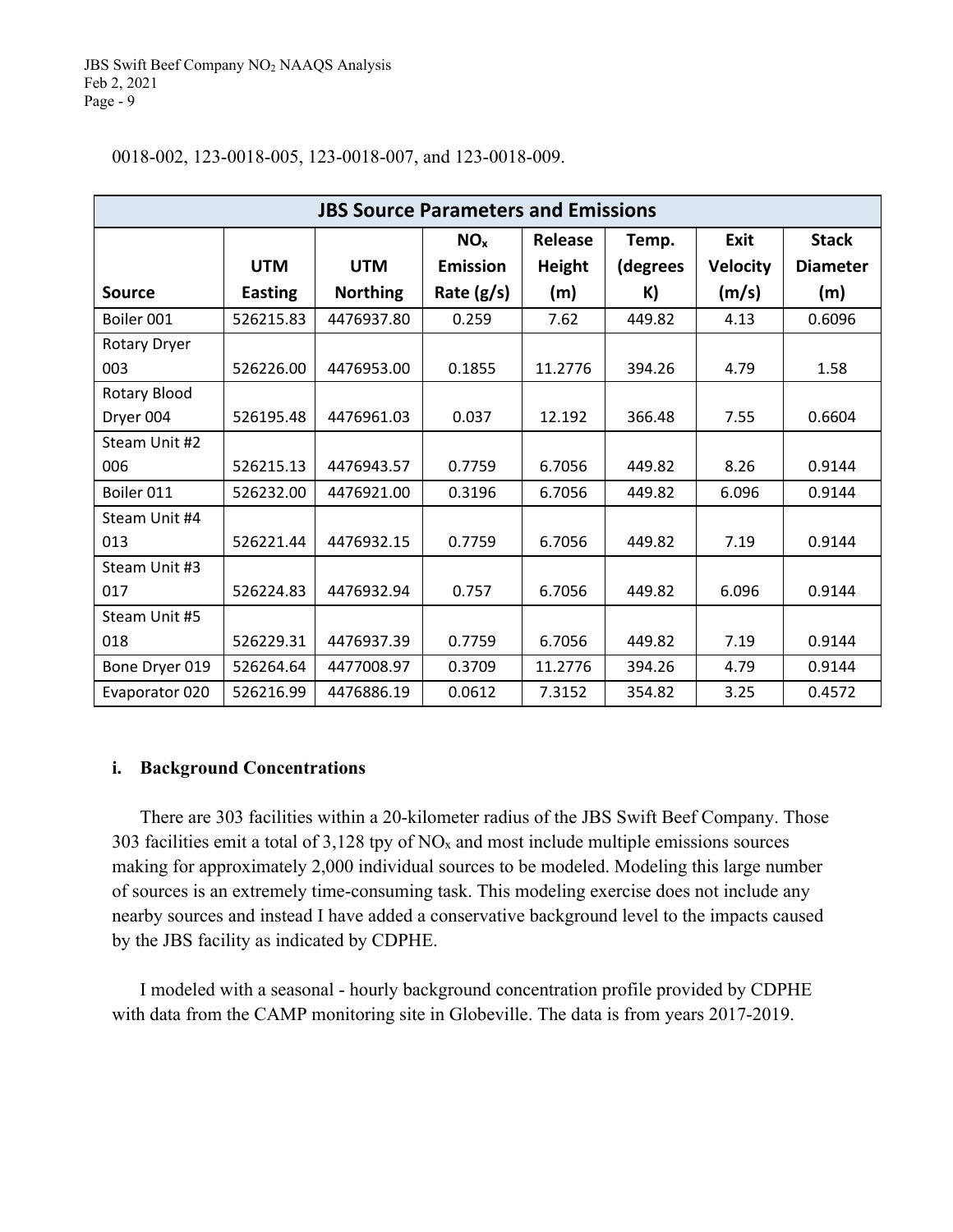0018-002, 123-0018-005, 123-0018-007, and 123-0018-009.

| JBS Source Parameters and Emissions | | | | | | | |
|---|---|---|---|---|---|---|---|
| Source | UTM Easting | UTM Northing | $NO_x$ Emission Rate (g/s) | Release Height (m) | Temp. (degrees K) | Exit Velocity (m/s) | Stack Diameter (m) |
| Boiler 001 | 526215.83 | 4476937.80 | 0.259 | 7.62 | 449.82 | 4.13 | 0.6096 |
| Rotary Dryer 003 | 526226.00 | 4476953.00 | 0.1855 | 11.2776 | 394.26 | 4.79 | 1.58 |
| Rotary Blood Dryer 004 | 526195.48 | 4476961.03 | 0.037 | 12.192 | 366.48 | 7.55 | 0.6604 |
| Steam Unit #2 006 | 526215.13 | 4476943.57 | 0.7759 | 6.7056 | 449.82 | 8.26 | 0.9144 |
| Boiler 011 | 526232.00 | 4476921.00 | 0.3196 | 6.7056 | 449.82 | 6.096 | 0.9144 |
| Steam Unit #4 013 | 526221.44 | 4476932.15 | 0.7759 | 6.7056 | 449.82 | 7.19 | 0.9144 |
| Steam Unit #3 017 | 526224.83 | 4476932.94 | 0.757 | 6.7056 | 449.82 | 6.096 | 0.9144 |
| Steam Unit #5 018 | 526229.31 | 4476937.39 | 0.7759 | 6.7056 | 449.82 | 7.19 | 0.9144 |
| Bone Dryer 019 | 526264.64 | 4477008.97 | 0.3709 | 11.2776 | 394.26 | 4.79 | 0.9144 |
| Evaporator 020 | 526216.99 | 4476886.19 | 0.0612 | 7.3152 | 354.82 | 3.25 | 0.4572 |

### i. Background Concentrations

There are 303 facilities within a 20-kilometer radius of the JBS Swift Beef Company. Those 303 facilities emit a total of 3,128 tpy of $NO_x$ and most include multiple emissions sources making for approximately 2,000 individual sources to be modeled. Modeling this large number of sources is an extremely time-consuming task. This modeling exercise does not include any nearby sources and instead I have added a conservative background level to the impacts caused by the JBS facility as indicated by CDPHE.

I modeled with a seasonal - hourly background concentration profile provided by CDPHE with data from the CAMP monitoring site in Globeville. The data is from years 2017-2019.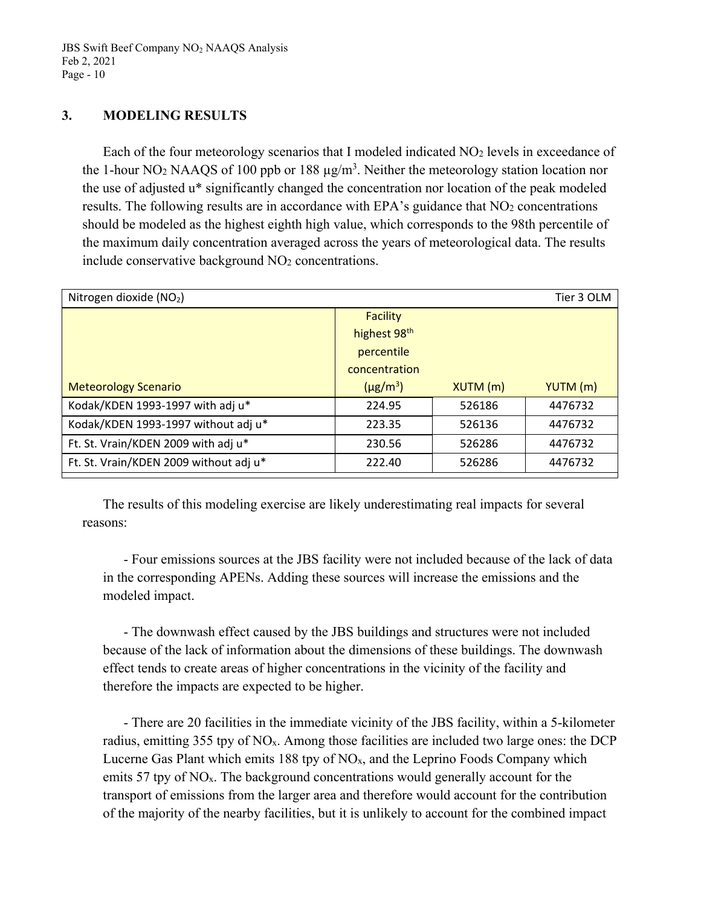## 3. MODELING RESULTS

Each of the four meteorology scenarios that I modeled indicated $NO_2$ levels in exceedance of the 1-hour $NO_2$ NAAQS of 100 ppb or 188 µg/m$^3$. Neither the meteorology station location nor the use of adjusted u* significantly changed the concentration nor location of the peak modeled results. The following results are in accordance with EPA's guidance that $NO_2$ concentrations should be modeled as the highest eighth high value, which corresponds to the 98th percentile of the maximum daily concentration averaged across the years of meteorological data. The results include conservative background $NO_2$ concentrations.

| Nitrogen dioxide ($NO_2$) | | | Tier 3 OLM |
|---|---|---|---|
| Meteorology Scenario | Facility highest 98$^{th}$ percentile concentration (µg/m$^3$) | XUTM (m) | YUTM (m) |
| Kodak/KDEN 1993-1997 with adj u* | 224.95 | 526186 | 4476732 |
| Kodak/KDEN 1993-1997 without adj u* | 223.35 | 526136 | 4476732 |
| Ft. St. Vrain/KDEN 2009 with adj u* | 230.56 | 526286 | 4476732 |
| Ft. St. Vrain/KDEN 2009 without adj u* | 222.40 | 526286 | 4476732 |

The results of this modeling exercise are likely underestimating real impacts for several reasons:

- Four emissions sources at the JBS facility were not included because of the lack of data in the corresponding APENs. Adding these sources will increase the emissions and the modeled impact.

- The downwash effect caused by the JBS buildings and structures were not included because of the lack of information about the dimensions of these buildings. The downwash effect tends to create areas of higher concentrations in the vicinity of the facility and therefore the impacts are expected to be higher.

- There are 20 facilities in the immediate vicinity of the JBS facility, within a 5-kilometer radius, emitting 355 tpy of $NO_x$. Among those facilities are included two large ones: the DCP Lucerne Gas Plant which emits 188 tpy of $NO_x$, and the Leprino Foods Company which emits 57 tpy of $NO_x$. The background concentrations would generally account for the transport of emissions from the larger area and therefore would account for the contribution of the majority of the nearby facilities, but it is unlikely to account for the combined impact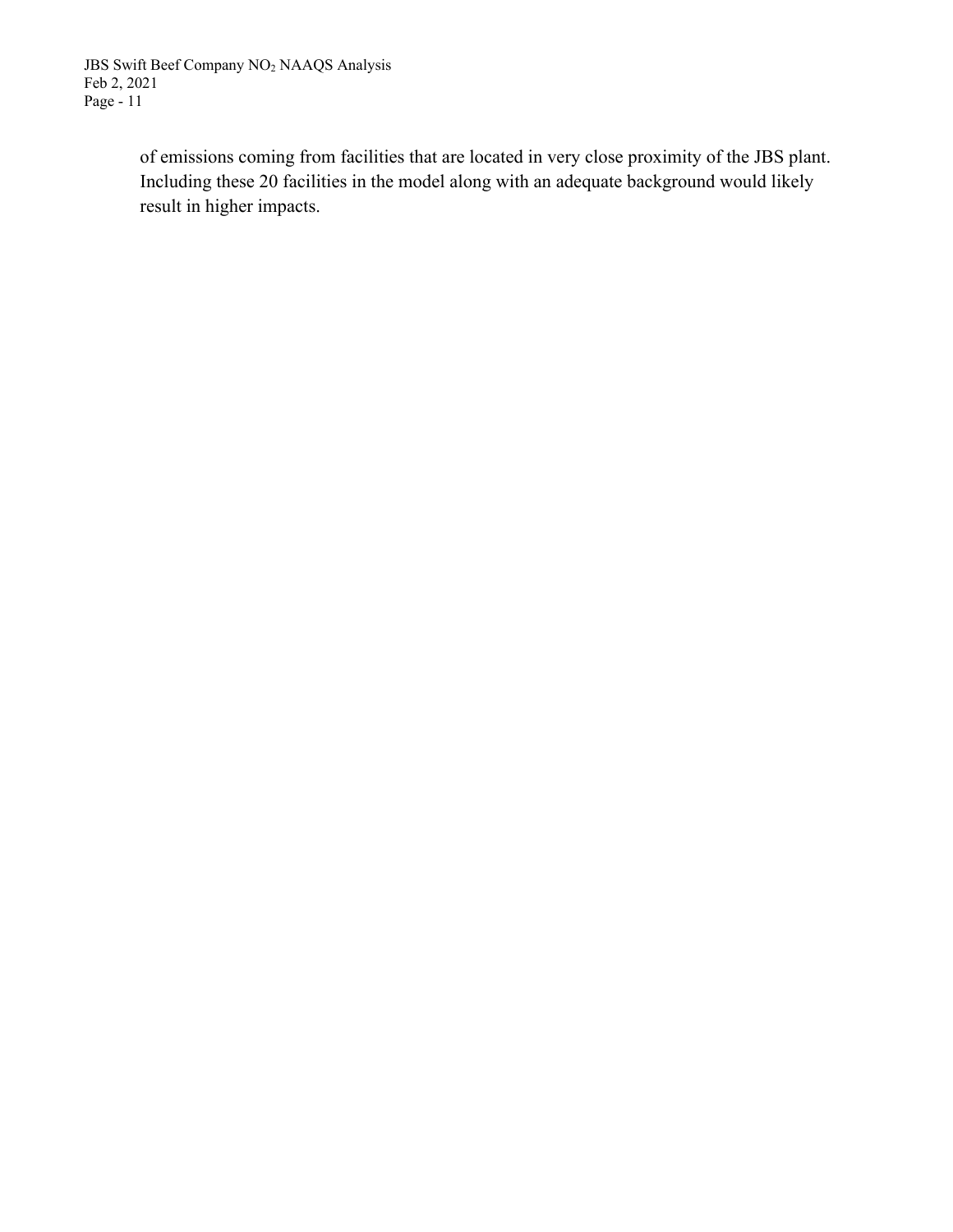of emissions coming from facilities that are located in very close proximity of the JBS plant. Including these 20 facilities in the model along with an adequate background would likely result in higher impacts.